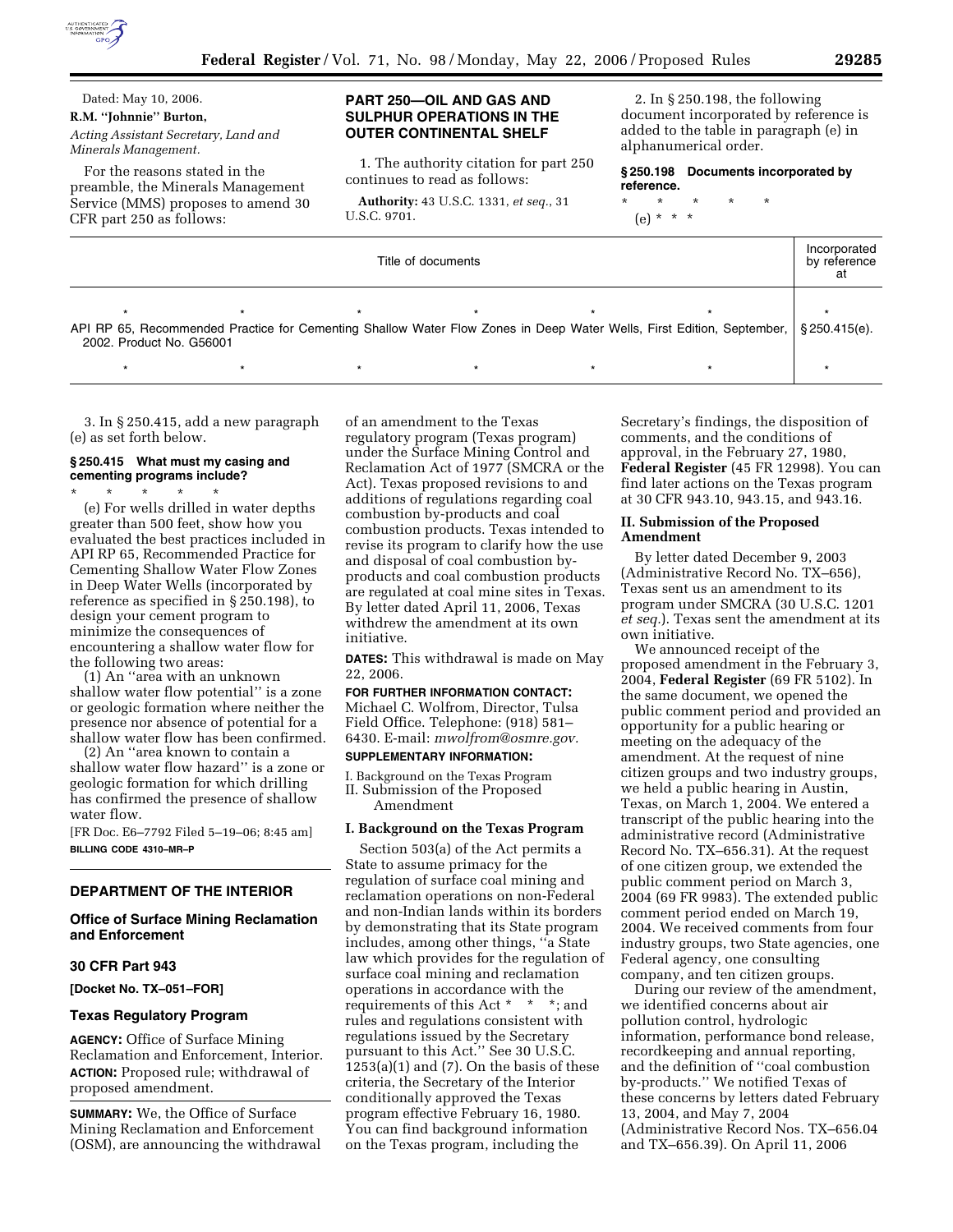Dated: May 10, 2006.

**R.M. "Johnnie" Burton,**

*Acting Assistant Secretary, Land and Minerals Management.*

For the reasons stated in the preamble, the Minerals Management Service (MMS) proposes to amend 30 CFR part 250 as follows:

## PART 250—OIL AND GAS AND SULPHUR OPERATIONS IN THE OUTER CONTINENTAL SHELF

1. The authority citation for part 250 continues to read as follows:

**Authority:** 43 U.S.C. 1331, *et seq.*, 31 U.S.C. 9701.

2. In § 250.198, the following document incorporated by reference is added to the table in paragraph (e) in alphanumerical order.

### § 250.198 Documents incorporated by reference.

\* \* \* \* \*

(e) \* \* \*

| Title of documents | Incorporated by reference at |
|---|---|
| \* \* \* \* \* \* | \* |
| API RP 65, Recommended Practice for Cementing Shallow Water Flow Zones in Deep Water Wells, First Edition, September, 2002. Product No. G56001 | § 250.415(e). |
| \* \* \* \* \* \* | \* |

3. In § 250.415, add a new paragraph (e) as set forth below.

### § 250.415 What must my casing and cementing programs include?

\* \* \* \* \*

(e) For wells drilled in water depths greater than 500 feet, show how you evaluated the best practices included in API RP 65, Recommended Practice for Cementing Shallow Water Flow Zones in Deep Water Wells (incorporated by reference as specified in § 250.198), to design your cement program to minimize the consequences of encountering a shallow water flow for the following two areas:

(1) An "area with an unknown shallow water flow potential" is a zone or geologic formation where neither the presence nor absence of potential for a shallow water flow has been confirmed.

(2) An "area known to contain a shallow water flow hazard" is a zone or geologic formation for which drilling has confirmed the presence of shallow water flow.

[FR Doc. E6–7792 Filed 5–19–06; 8:45 am]

**BILLING CODE 4310–MR–P**

## DEPARTMENT OF THE INTERIOR

## Office of Surface Mining Reclamation and Enforcement

## 30 CFR Part 943

**[Docket No. TX–051–FOR]**

## Texas Regulatory Program

**AGENCY:** Office of Surface Mining Reclamation and Enforcement, Interior.

**ACTION:** Proposed rule; withdrawal of proposed amendment.

**SUMMARY:** We, the Office of Surface Mining Reclamation and Enforcement (OSM), are announcing the withdrawal of an amendment to the Texas regulatory program (Texas program) under the Surface Mining Control and Reclamation Act of 1977 (SMCRA or the Act). Texas proposed revisions to and additions of regulations regarding coal combustion by-products and coal combustion products. Texas intended to revise its program to clarify how the use and disposal of coal combustion by-products and coal combustion products are regulated at coal mine sites in Texas. By letter dated April 11, 2006, Texas withdrew the amendment at its own initiative.

**DATES:** This withdrawal is made on May 22, 2006.

**FOR FURTHER INFORMATION CONTACT:** Michael C. Wolfrom, Director, Tulsa Field Office. Telephone: (918) 581–6430. E-mail: *mwolfrom@osmre.gov.*

**SUPPLEMENTARY INFORMATION:**

I. Background on the Texas Program
II. Submission of the Proposed Amendment

### I. Background on the Texas Program

Section 503(a) of the Act permits a State to assume primacy for the regulation of surface coal mining and reclamation operations on non-Federal and non-Indian lands within its borders by demonstrating that its State program includes, among other things, "a State law which provides for the regulation of surface coal mining and reclamation operations in accordance with the requirements of this Act \* \* \*; and rules and regulations consistent with regulations issued by the Secretary pursuant to this Act." See 30 U.S.C. 1253(a)(1) and (7). On the basis of these criteria, the Secretary of the Interior conditionally approved the Texas program effective February 16, 1980. You can find background information on the Texas program, including the Secretary's findings, the disposition of comments, and the conditions of approval, in the February 27, 1980, **Federal Register** (45 FR 12998). You can find later actions on the Texas program at 30 CFR 943.10, 943.15, and 943.16.

### II. Submission of the Proposed Amendment

By letter dated December 9, 2003 (Administrative Record No. TX–656), Texas sent us an amendment to its program under SMCRA (30 U.S.C. 1201 *et seq.*). Texas sent the amendment at its own initiative.

We announced receipt of the proposed amendment in the February 3, 2004, **Federal Register** (69 FR 5102). In the same document, we opened the public comment period and provided an opportunity for a public hearing or meeting on the adequacy of the amendment. At the request of nine citizen groups and two industry groups, we held a public hearing in Austin, Texas, on March 1, 2004. We entered a transcript of the public hearing into the administrative record (Administrative Record No. TX–656.31). At the request of one citizen group, we extended the public comment period on March 3, 2004 (69 FR 9983). The extended public comment period ended on March 19, 2004. We received comments from four industry groups, two State agencies, one Federal agency, one consulting company, and ten citizen groups.

During our review of the amendment, we identified concerns about air pollution control, hydrologic information, performance bond release, recordkeeping and annual reporting, and the definition of "coal combustion by-products." We notified Texas of these concerns by letters dated February 13, 2004, and May 7, 2004 (Administrative Record Nos. TX–656.04 and TX–656.39). On April 11, 2006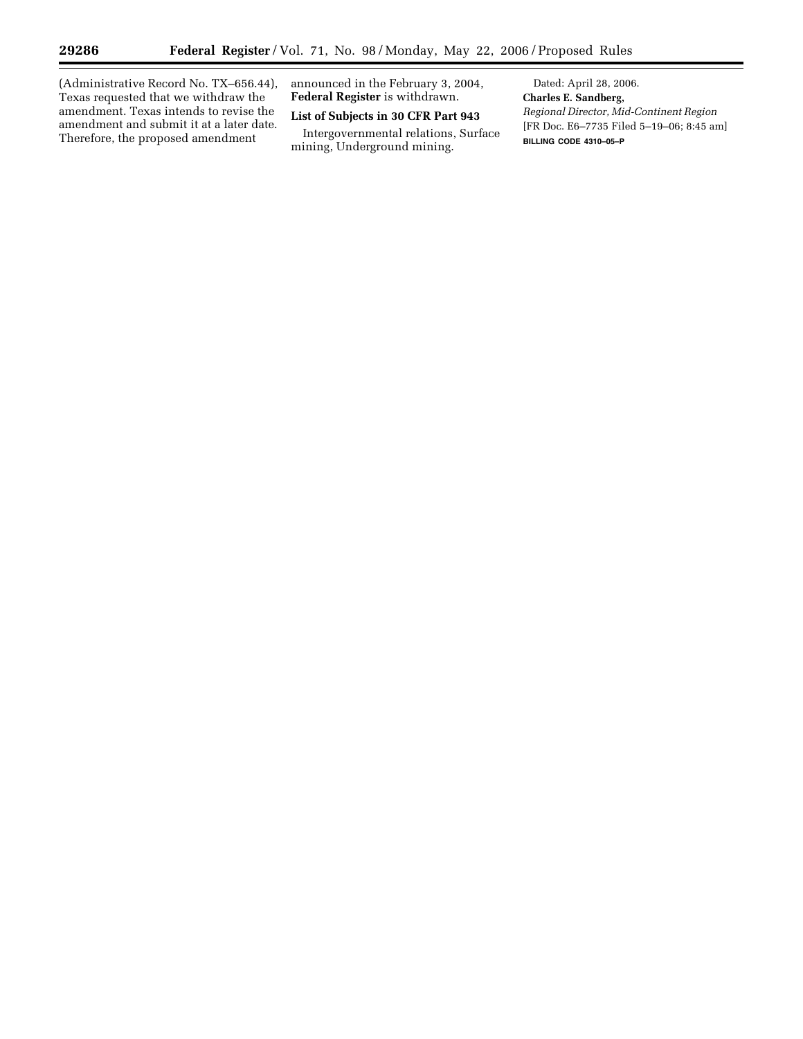(Administrative Record No. TX–656.44), Texas requested that we withdraw the amendment. Texas intends to revise the amendment and submit it at a later date. Therefore, the proposed amendment announced in the February 3, 2004, **Federal Register** is withdrawn.

**List of Subjects in 30 CFR Part 943**

Intergovernmental relations, Surface mining, Underground mining.

Dated: April 28, 2006.

**Charles E. Sandberg,**

*Regional Director, Mid-Continent Region*

[FR Doc. E6–7735 Filed 5–19–06; 8:45 am]

**BILLING CODE 4310–05–P**